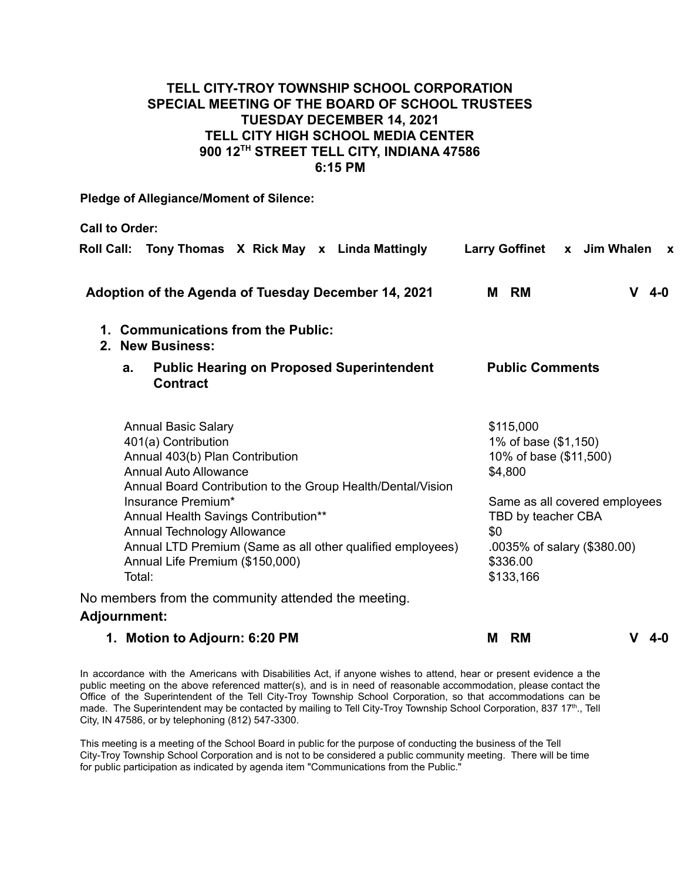**TELL CITY-TROY TOWNSHIP SCHOOL CORPORATION**
**SPECIAL MEETING OF THE BOARD OF SCHOOL TRUSTEES**
**TUESDAY DECEMBER 14, 2021**
**TELL CITY HIGH SCHOOL MEDIA CENTER**
**900 12TH STREET TELL CITY, INDIANA 47586**
**6:15 PM**

**Pledge of Allegiance/Moment of Silence:**

**Call to Order:**

**Roll Call:** **Tony Thomas X Rick May x Linda Mattingly Larry Goffinet x Jim Whalen x**

**Adoption of the Agenda of Tuesday December 14, 2021** **M RM** **V 4-0**

1. **Communications from the Public:**
2. **New Business:**
   - a. **Public Hearing on Proposed Superintendent Contract** **Public Comments**

| | |
|---|---|
| Annual Basic Salary | $115,000 |
| 401(a) Contribution | 1% of base ($1,150) |
| Annual 403(b) Plan Contribution | 10% of base ($11,500) |
| Annual Auto Allowance | $4,800 |
| Annual Board Contribution to the Group Health/Dental/Vision Insurance Premium* | Same as all covered employees |
| Annual Health Savings Contribution** | TBD by teacher CBA |
| Annual Technology Allowance | $0 |
| Annual LTD Premium (Same as all other qualified employees) | .0035% of salary ($380.00) |
| Annual Life Premium ($150,000) | $336.00 |
| Total: | $133,166 |

No members from the community attended the meeting.

**Adjournment:**

1. **Motion to Adjourn: 6:20 PM** **M RM** **V 4-0**

In accordance with the Americans with Disabilities Act, if anyone wishes to attend, hear or present evidence a the public meeting on the above referenced matter(s), and is in need of reasonable accommodation, please contact the Office of the Superintendent of the Tell City-Troy Township School Corporation, so that accommodations can be made. The Superintendent may be contacted by mailing to Tell City-Troy Township School Corporation, 837 17th., Tell City, IN 47586, or by telephoning (812) 547-3300.

This meeting is a meeting of the School Board in public for the purpose of conducting the business of the Tell City-Troy Township School Corporation and is not to be considered a public community meeting. There will be time for public participation as indicated by agenda item "Communications from the Public."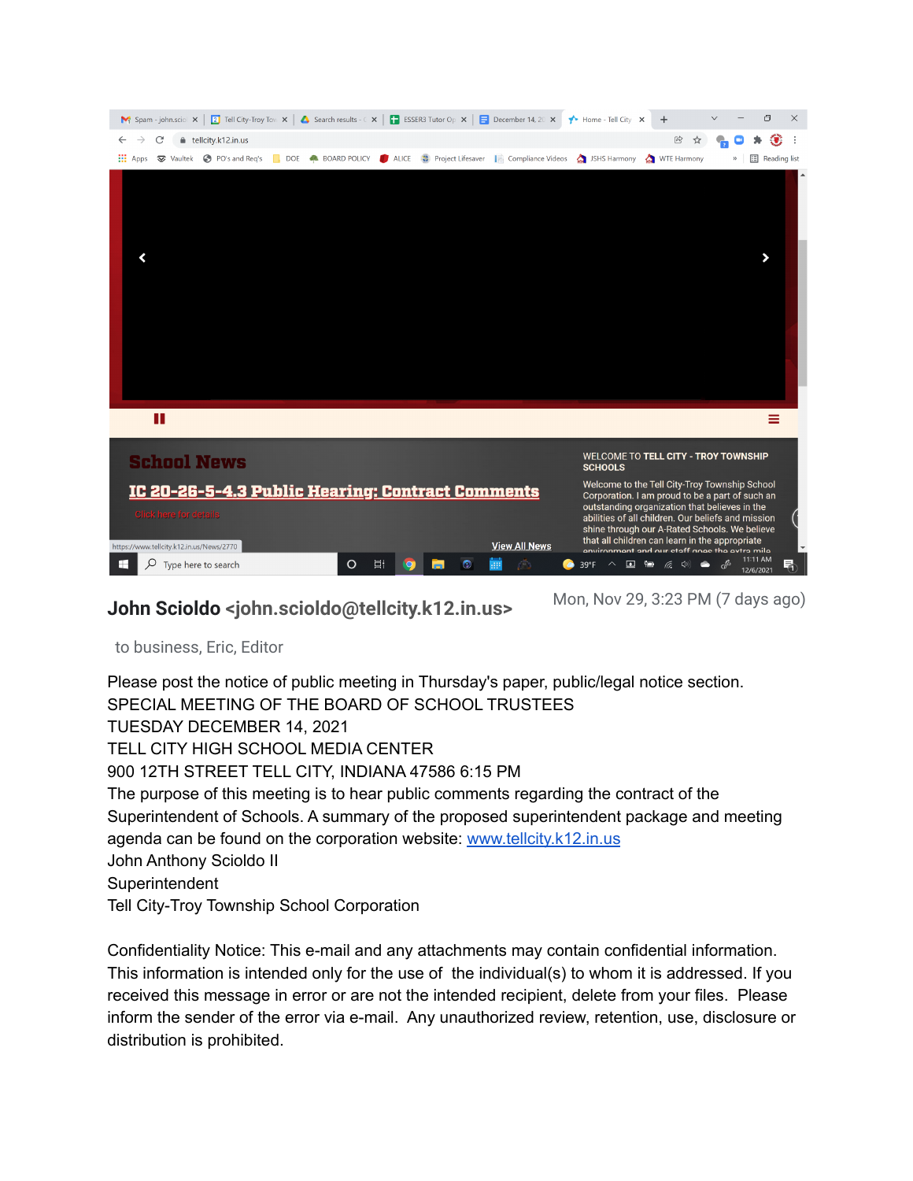School News

IC 20-26-5-4.3 Public Hearing: Contract Comments

Click here for details

View All News

WELCOME TO TELL CITY - TROY TOWNSHIP SCHOOLS

Welcome to the Tell City-Troy Township School Corporation. I am proud to be a part of such an outstanding organization that believes in the abilities of all children. Our beliefs and mission shine through our A-Rated Schools. We believe that all children can learn in the appropriate environment and our staff goes the extra mile

**John Scioldo <john.scioldo@tellcity.k12.in.us>**

Mon, Nov 29, 3:23 PM (7 days ago)

to business, Eric, Editor

Please post the notice of public meeting in Thursday's paper, public/legal notice section.
SPECIAL MEETING OF THE BOARD OF SCHOOL TRUSTEES
TUESDAY DECEMBER 14, 2021
TELL CITY HIGH SCHOOL MEDIA CENTER
900 12TH STREET TELL CITY, INDIANA 47586 6:15 PM
The purpose of this meeting is to hear public comments regarding the contract of the Superintendent of Schools. A summary of the proposed superintendent package and meeting agenda can be found on the corporation website: www.tellcity.k12.in.us
John Anthony Scioldo II
Superintendent
Tell City-Troy Township School Corporation

Confidentiality Notice: This e-mail and any attachments may contain confidential information. This information is intended only for the use of the individual(s) to whom it is addressed. If you received this message in error or are not the intended recipient, delete from your files. Please inform the sender of the error via e-mail. Any unauthorized review, retention, use, disclosure or distribution is prohibited.